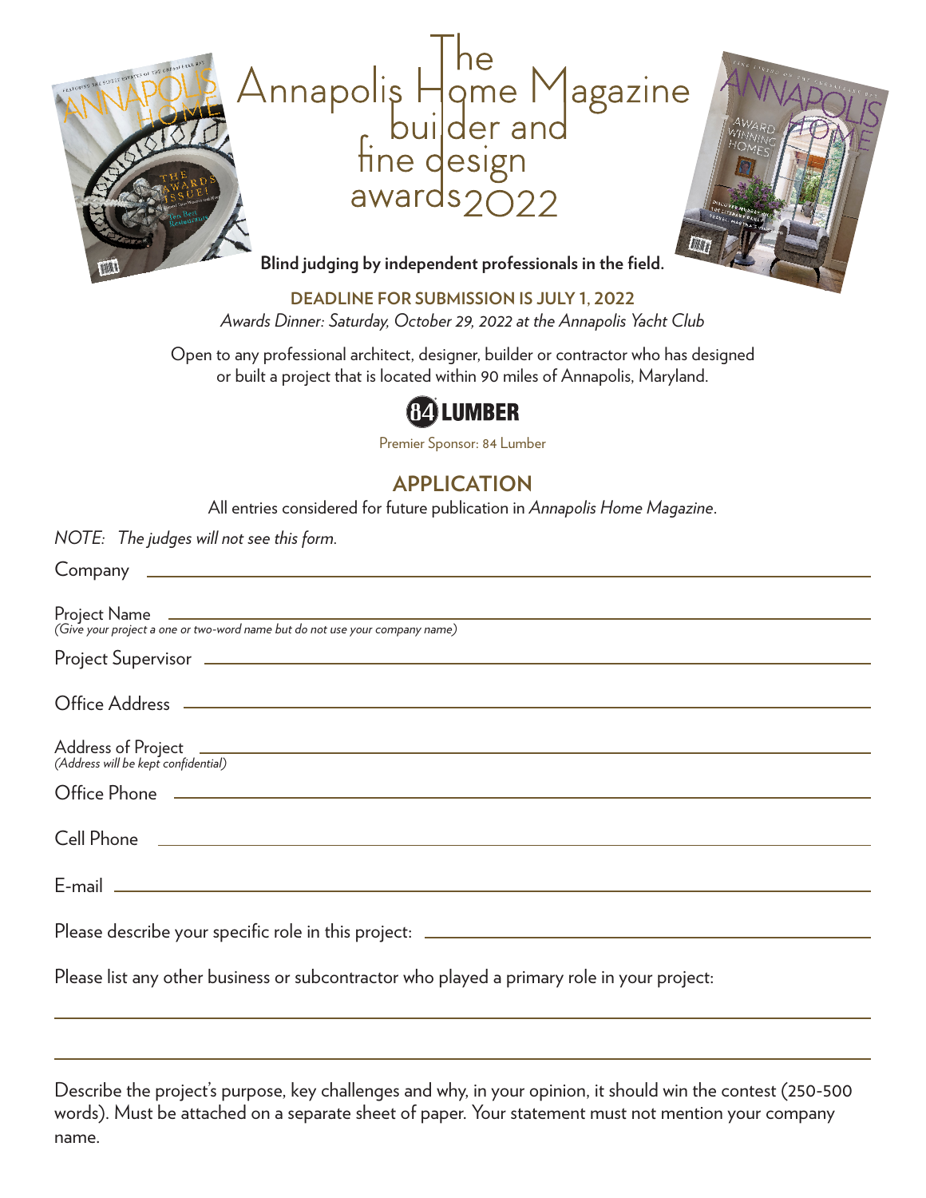# The Annapolis Home Magazine builder and fine design awards 2022

**Blind judging by independent professionals in the field.**

**DEADLINE FOR SUBMISSION IS JULY 1, 2022**

*Awards Dinner: Saturday, October 29, 2022 at the Annapolis Yacht Club*

Open to any professional architect, designer, builder or contractor who has designed or built a project that is located within 90 miles of Annapolis, Maryland.

84 LUMBER

Premier Sponsor: 84 Lumber

## APPLICATION

All entries considered for future publication in *Annapolis Home Magazine*.

*NOTE: The judges will not see this form.*

Company ____________________________________________

Project Name ____________________________________________
*(Give your project a one or two-word name but do not use your company name)*

Project Supervisor ____________________________________________

Office Address ____________________________________________

Address of Project ____________________________________________
*(Address will be kept confidential)*

Office Phone ____________________________________________

Cell Phone ____________________________________________

E-mail ____________________________________________

Please describe your specific role in this project: ____________________________________________

Please list any other business or subcontractor who played a primary role in your project:

____________________________________________

____________________________________________

Describe the project's purpose, key challenges and why, in your opinion, it should win the contest (250-500 words). Must be attached on a separate sheet of paper. Your statement must not mention your company name.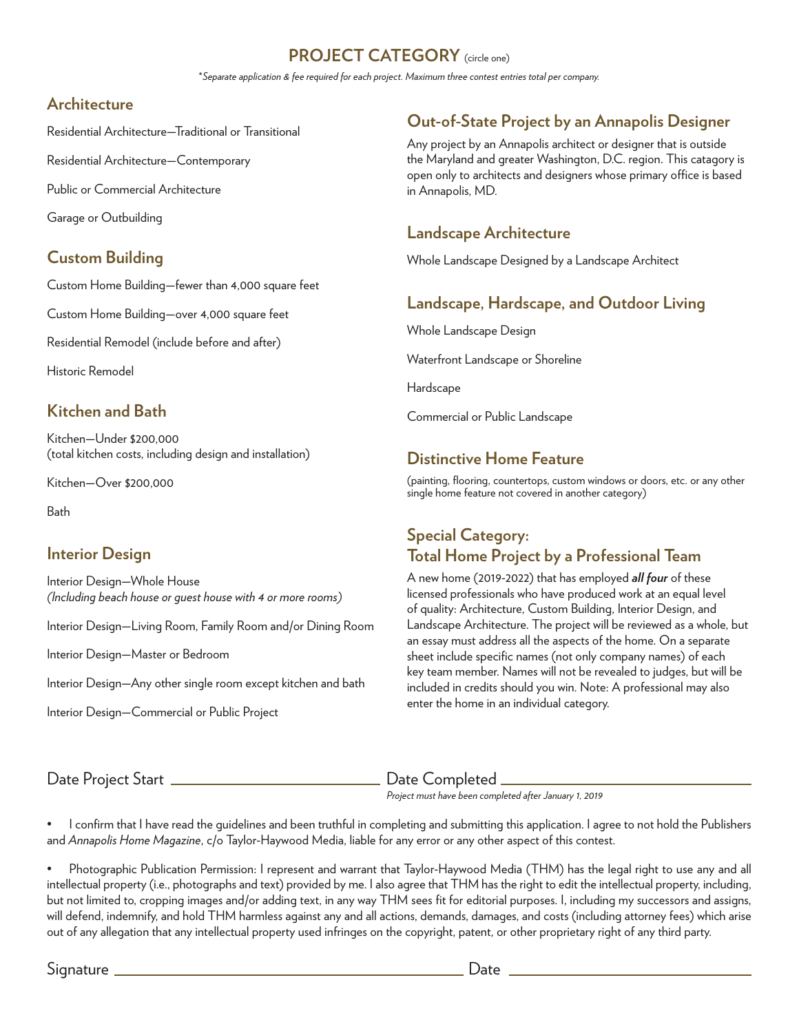## PROJECT CATEGORY (circle one)

*\*Separate application & fee required for each project. Maximum three contest entries total per company.*

### Architecture

Residential Architecture—Traditional or Transitional

Residential Architecture—Contemporary

Public or Commercial Architecture

Garage or Outbuilding

### Custom Building

Custom Home Building—fewer than 4,000 square feet

Custom Home Building—over 4,000 square feet

Residential Remodel (include before and after)

Historic Remodel

### Kitchen and Bath

Kitchen—Under $200,000
(total kitchen costs, including design and installation)

Kitchen—Over $200,000

Bath

### Interior Design

Interior Design—Whole House
*(Including beach house or guest house with 4 or more rooms)*

Interior Design—Living Room, Family Room and/or Dining Room

Interior Design—Master or Bedroom

Interior Design—Any other single room except kitchen and bath

Interior Design—Commercial or Public Project

### Out-of-State Project by an Annapolis Designer

Any project by an Annapolis architect or designer that is outside the Maryland and greater Washington, D.C. region. This catagory is open only to architects and designers whose primary office is based in Annapolis, MD.

### Landscape Architecture

Whole Landscape Designed by a Landscape Architect

### Landscape, Hardscape, and Outdoor Living

Whole Landscape Design

Waterfront Landscape or Shoreline

Hardscape

Commercial or Public Landscape

### Distinctive Home Feature

(painting, flooring, countertops, custom windows or doors, etc. or any other single home feature not covered in another category)

### Special Category: Total Home Project by a Professional Team

A new home (2019-2022) that has employed ***all four*** of these licensed professionals who have produced work at an equal level of quality: Architecture, Custom Building, Interior Design, and Landscape Architecture. The project will be reviewed as a whole, but an essay must address all the aspects of the home. On a separate sheet include specific names (not only company names) of each key team member. Names will not be revealed to judges, but will be included in credits should you win. Note: A professional may also enter the home in an individual category.

Date Project Start ____________________ Date Completed ____________________

*Project must have been completed after January 1, 2019*

- I confirm that I have read the guidelines and been truthful in completing and submitting this application. I agree to not hold the Publishers and *Annapolis Home Magazine*, c/o Taylor-Haywood Media, liable for any error or any other aspect of this contest.
- Photographic Publication Permission: I represent and warrant that Taylor-Haywood Media (THM) has the legal right to use any and all intellectual property (i.e., photographs and text) provided by me. I also agree that THM has the right to edit the intellectual property, including, but not limited to, cropping images and/or adding text, in any way THM sees fit for editorial purposes. I, including my successors and assigns, will defend, indemnify, and hold THM harmless against any and all actions, demands, damages, and costs (including attorney fees) which arise out of any allegation that any intellectual property used infringes on the copyright, patent, or other proprietary right of any third party.

Signature ______________________________ Date ____________________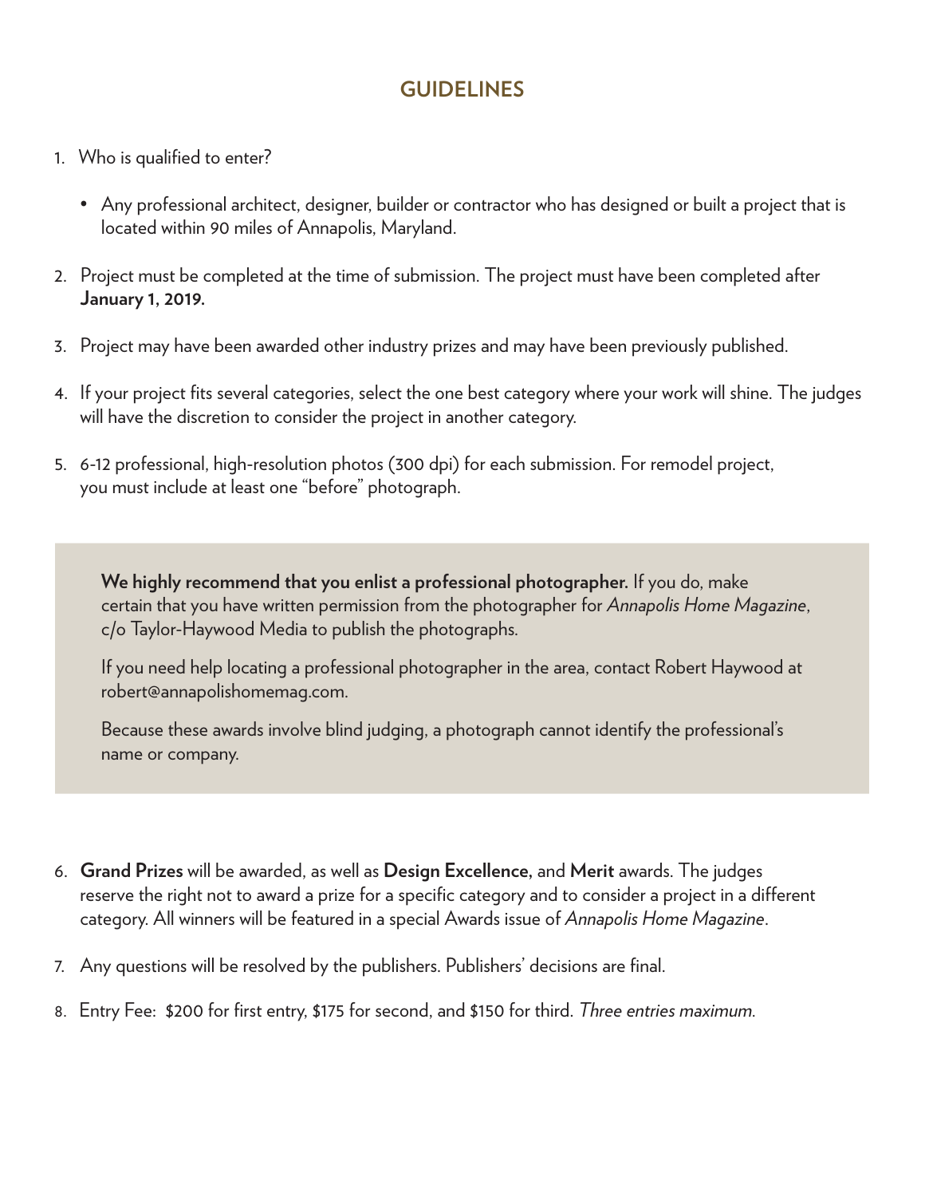## GUIDELINES

1. Who is qualified to enter?

   - Any professional architect, designer, builder or contractor who has designed or built a project that is located within 90 miles of Annapolis, Maryland.

2. Project must be completed at the time of submission. The project must have been completed after **January 1, 2019.**

3. Project may have been awarded other industry prizes and may have been previously published.

4. If your project fits several categories, select the one best category where your work will shine. The judges will have the discretion to consider the project in another category.

5. 6-12 professional, high-resolution photos (300 dpi) for each submission. For remodel project, you must include at least one "before" photograph.

> **We highly recommend that you enlist a professional photographer.** If you do, make certain that you have written permission from the photographer for *Annapolis Home Magazine*, c/o Taylor-Haywood Media to publish the photographs.
>
> If you need help locating a professional photographer in the area, contact Robert Haywood at robert@annapolishomemag.com.
>
> Because these awards involve blind judging, a photograph cannot identify the professional's name or company.

6. **Grand Prizes** will be awarded, as well as **Design Excellence**, and **Merit** awards. The judges reserve the right not to award a prize for a specific category and to consider a project in a different category. All winners will be featured in a special Awards issue of *Annapolis Home Magazine*.

7. Any questions will be resolved by the publishers. Publishers' decisions are final.

8. Entry Fee: $200 for first entry, $175 for second, and $150 for third. *Three entries maximum.*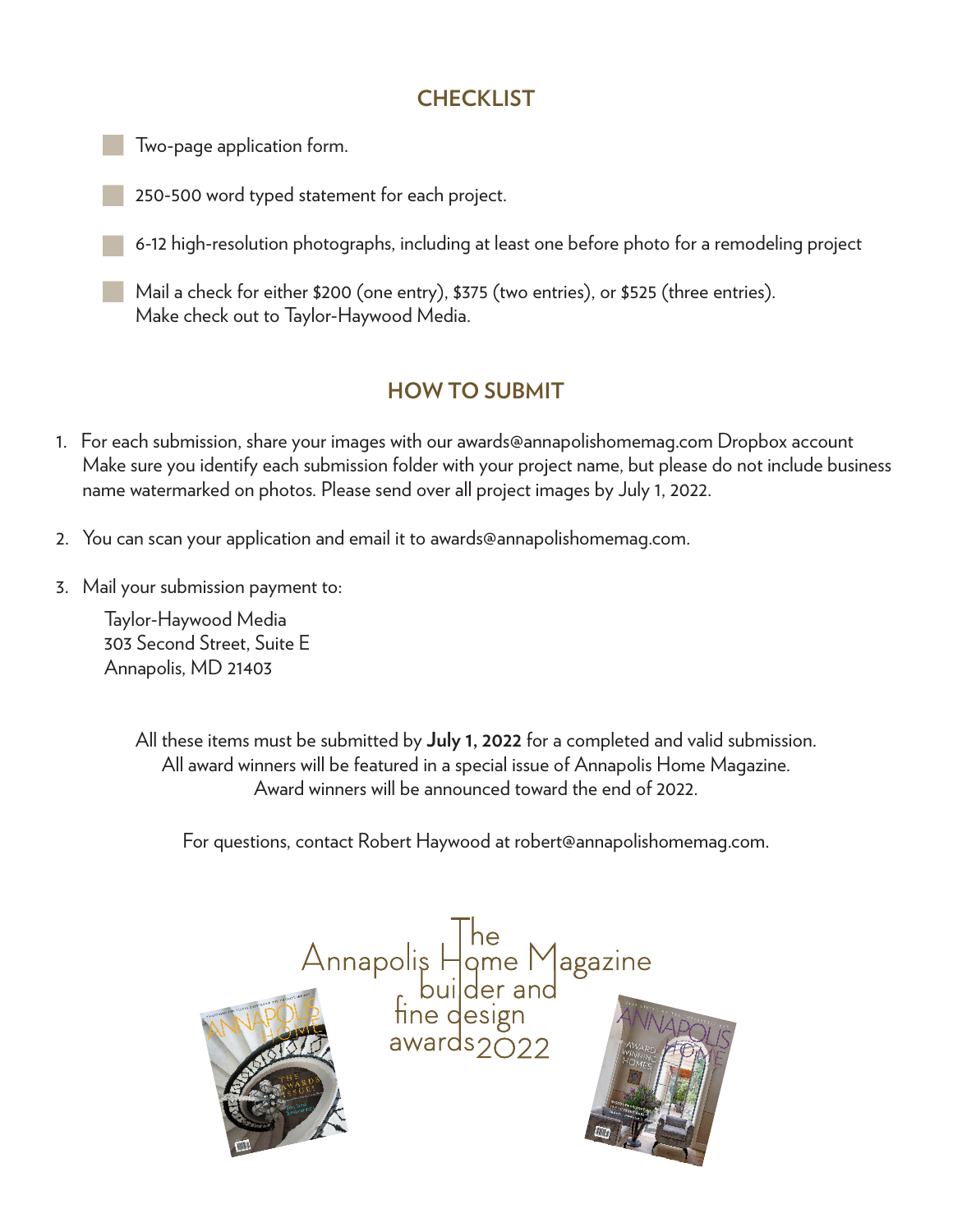## CHECKLIST

- Two-page application form.
- 250-500 word typed statement for each project.
- 6-12 high-resolution photographs, including at least one before photo for a remodeling project
- Mail a check for either $200 (one entry), $375 (two entries), or $525 (three entries). Make check out to Taylor-Haywood Media.

## HOW TO SUBMIT

1. For each submission, share your images with our awards@annapolishomemag.com Dropbox account Make sure you identify each submission folder with your project name, but please do not include business name watermarked on photos. Please send over all project images by July 1, 2022.
2. You can scan your application and email it to awards@annapolishomemag.com.
3. Mail your submission payment to:

   Taylor-Haywood Media
   303 Second Street, Suite E
   Annapolis, MD 21403

All these items must be submitted by **July 1, 2022** for a completed and valid submission.
All award winners will be featured in a special issue of Annapolis Home Magazine.
Award winners will be announced toward the end of 2022.

For questions, contact Robert Haywood at robert@annapolishomemag.com.

The Annapolis Home Magazine builder and fine design awards 2022